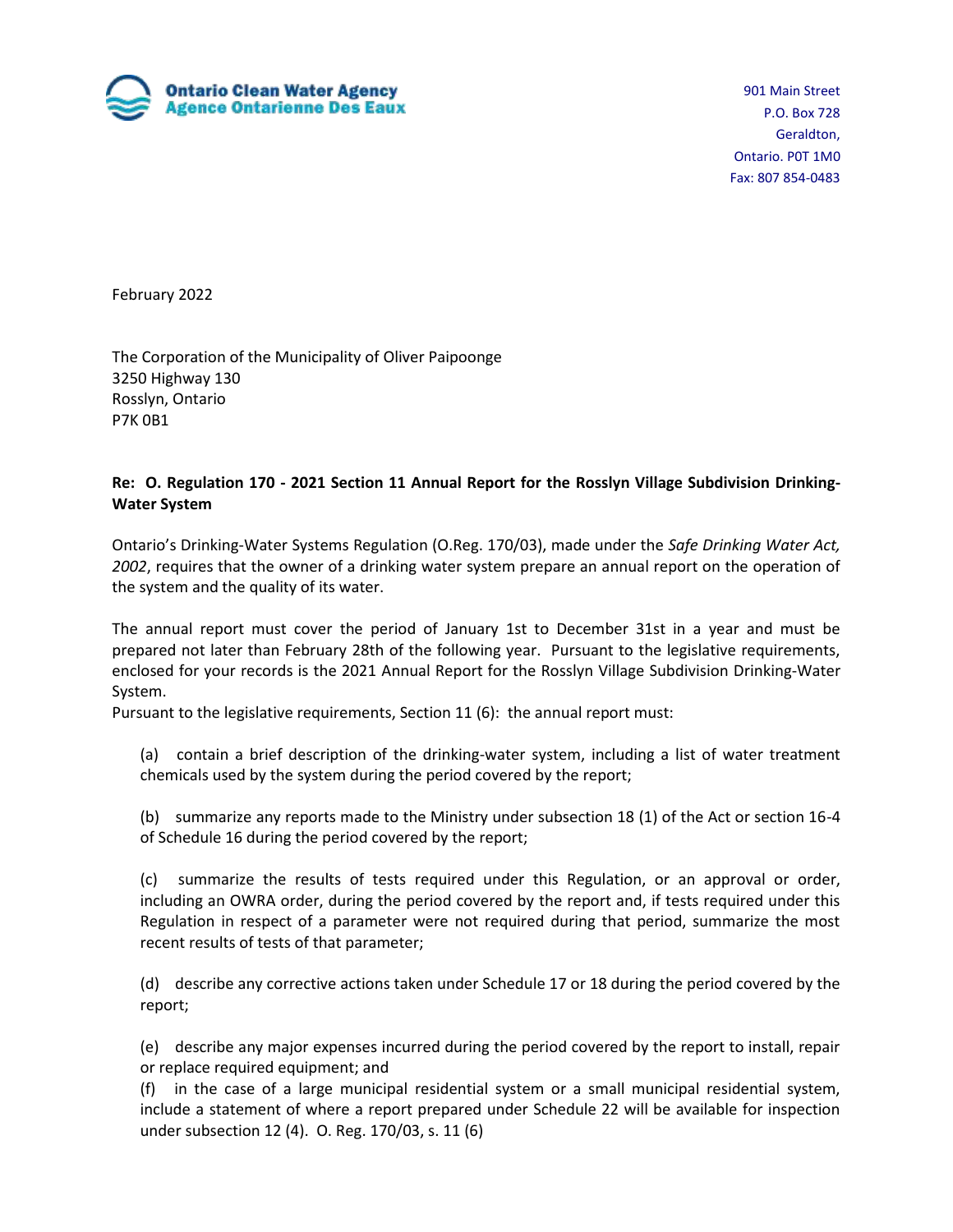**Ontario Clean Water Agency**
**Agence Ontarienne Des Eaux**

901 Main Street
P.O. Box 728
Geraldton,
Ontario. P0T 1M0
Fax: 807 854-0483

February 2022

The Corporation of the Municipality of Oliver Paipoonge
3250 Highway 130
Rosslyn, Ontario
P7K 0B1

**Re: O. Regulation 170 - 2021 Section 11 Annual Report for the Rosslyn Village Subdivision Drinking-Water System**

Ontario's Drinking-Water Systems Regulation (O.Reg. 170/03), made under the *Safe Drinking Water Act, 2002*, requires that the owner of a drinking water system prepare an annual report on the operation of the system and the quality of its water.

The annual report must cover the period of January 1st to December 31st in a year and must be prepared not later than February 28th of the following year. Pursuant to the legislative requirements, enclosed for your records is the 2021 Annual Report for the Rosslyn Village Subdivision Drinking-Water System.
Pursuant to the legislative requirements, Section 11 (6): the annual report must:

(a) contain a brief description of the drinking-water system, including a list of water treatment chemicals used by the system during the period covered by the report;

(b) summarize any reports made to the Ministry under subsection 18 (1) of the Act or section 16-4 of Schedule 16 during the period covered by the report;

(c) summarize the results of tests required under this Regulation, or an approval or order, including an OWRA order, during the period covered by the report and, if tests required under this Regulation in respect of a parameter were not required during that period, summarize the most recent results of tests of that parameter;

(d) describe any corrective actions taken under Schedule 17 or 18 during the period covered by the report;

(e) describe any major expenses incurred during the period covered by the report to install, repair or replace required equipment; and
(f) in the case of a large municipal residential system or a small municipal residential system, include a statement of where a report prepared under Schedule 22 will be available for inspection under subsection 12 (4). O. Reg. 170/03, s. 11 (6)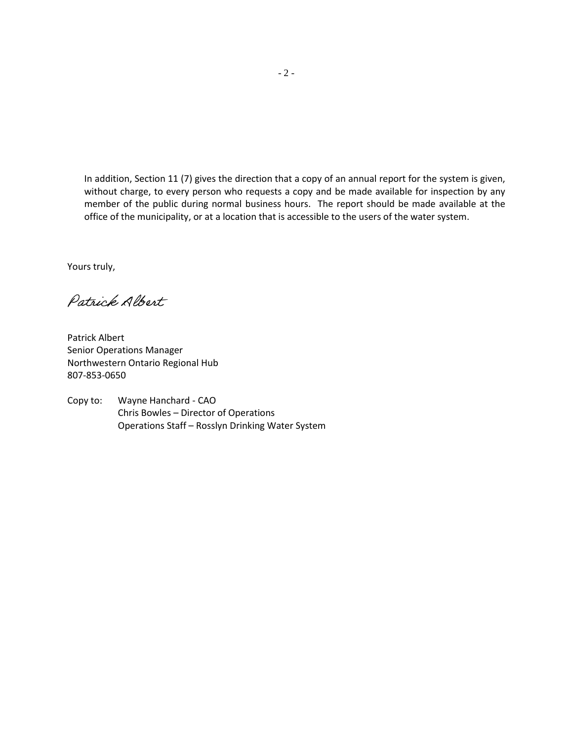In addition, Section 11 (7) gives the direction that a copy of an annual report for the system is given, without charge, to every person who requests a copy and be made available for inspection by any member of the public during normal business hours. The report should be made available at the office of the municipality, or at a location that is accessible to the users of the water system.

Yours truly,

*Patrick Albert*

Patrick Albert
Senior Operations Manager
Northwestern Ontario Regional Hub
807-853-0650

Copy to: Wayne Hanchard - CAO
Chris Bowles – Director of Operations
Operations Staff – Rosslyn Drinking Water System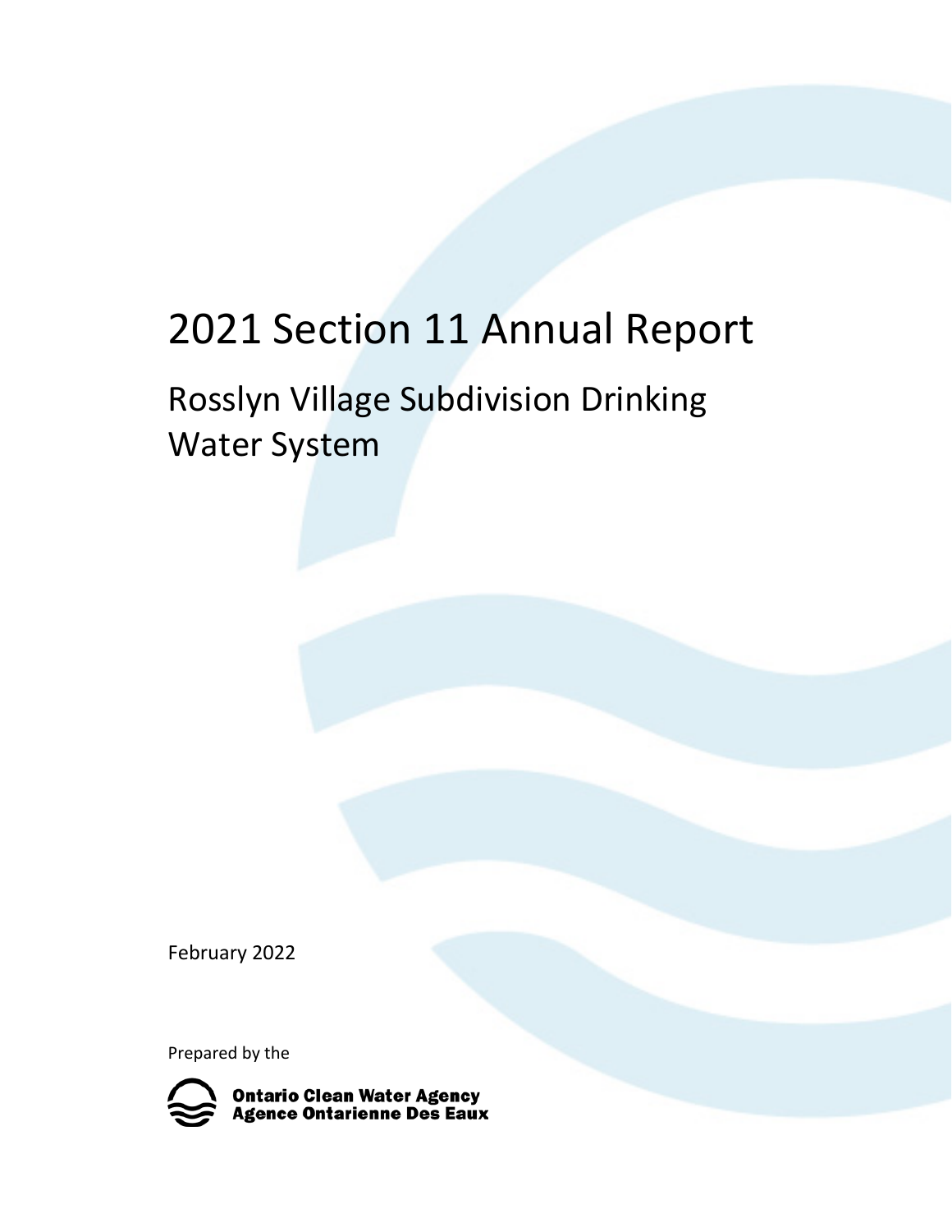# 2021 Section 11 Annual Report

## Rosslyn Village Subdivision Drinking Water System

February 2022

Prepared by the

**Ontario Clean Water Agency**
**Agence Ontarienne Des Eaux**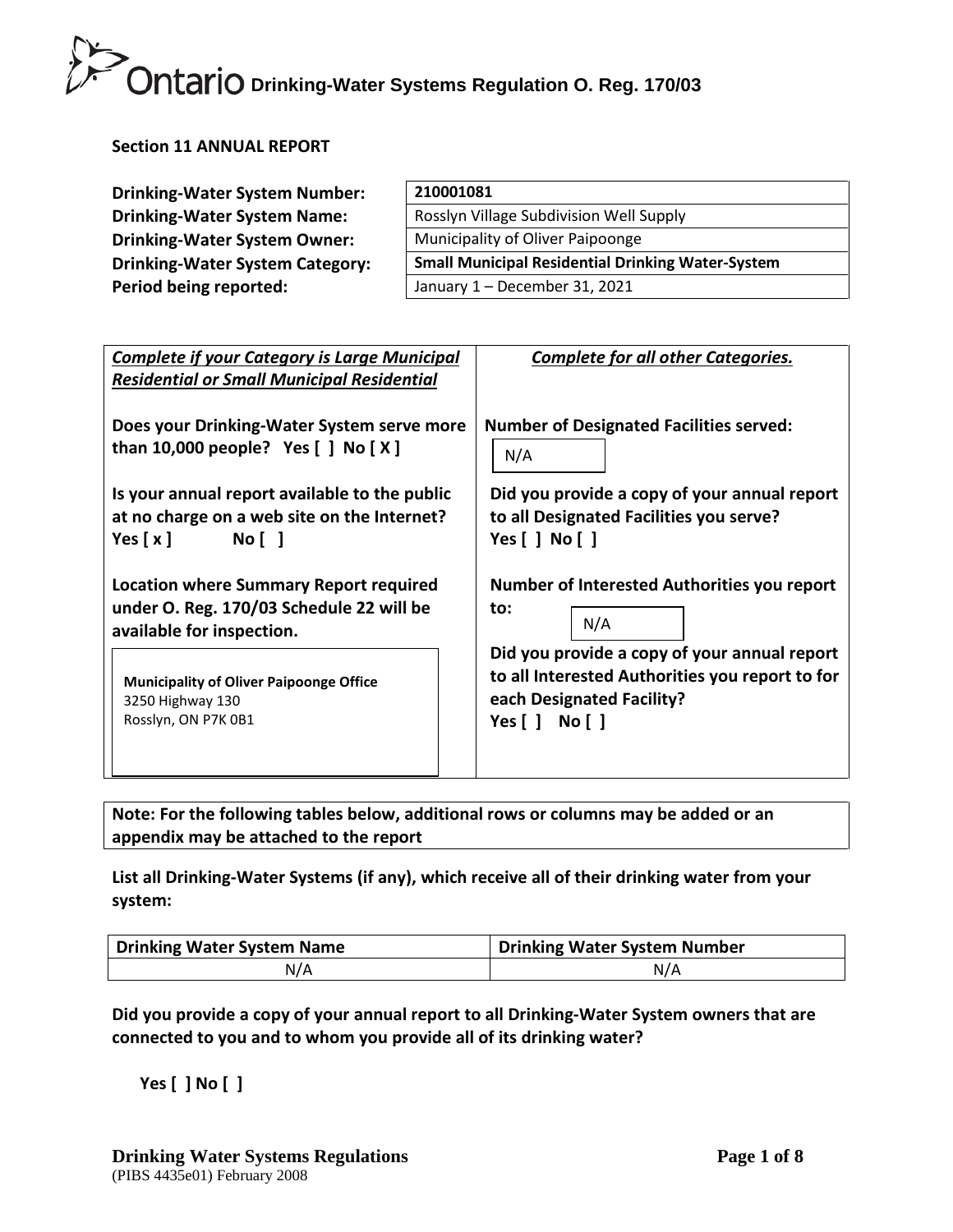Ontario **Drinking-Water Systems Regulation O. Reg. 170/03**

**Section 11 ANNUAL REPORT**

| | |
|---|---|
| **Drinking-Water System Number:** | **210001081** |
| **Drinking-Water System Name:** | Rosslyn Village Subdivision Well Supply |
| **Drinking-Water System Owner:** | Municipality of Oliver Paipoonge |
| **Drinking-Water System Category:** | **Small Municipal Residential Drinking Water-System** |
| **Period being reported:** | January 1 – December 31, 2021 |

| ***Complete if your Category is Large Municipal Residential or Small Municipal Residential*** | ***Complete for all other Categories.*** |
|---|---|
| **Does your Drinking-Water System serve more than 10,000 people? Yes [ ] No [ X ]** | **Number of Designated Facilities served:** N/A |
| **Is your annual report available to the public at no charge on a web site on the Internet? Yes [ x ] No [ ]** | **Did you provide a copy of your annual report to all Designated Facilities you serve? Yes [ ] No [ ]** |
| **Location where Summary Report required under O. Reg. 170/03 Schedule 22 will be available for inspection.** | **Number of Interested Authorities you report to:** N/A |
| **Municipality of Oliver Paipoonge Office** 3250 Highway 130 Rosslyn, ON P7K 0B1 | **Did you provide a copy of your annual report to all Interested Authorities you report to for each Designated Facility? Yes [ ] No [ ]** |

**Note: For the following tables below, additional rows or columns may be added or an appendix may be attached to the report**

**List all Drinking-Water Systems (if any), which receive all of their drinking water from your system:**

| Drinking Water System Name | Drinking Water System Number |
|---|---|
| N/A | N/A |

**Did you provide a copy of your annual report to all Drinking-Water System owners that are connected to you and to whom you provide all of its drinking water?**

**Yes [ ] No [ ]**

**Drinking Water Systems Regulations**
(PIBS 4435e01) February 2008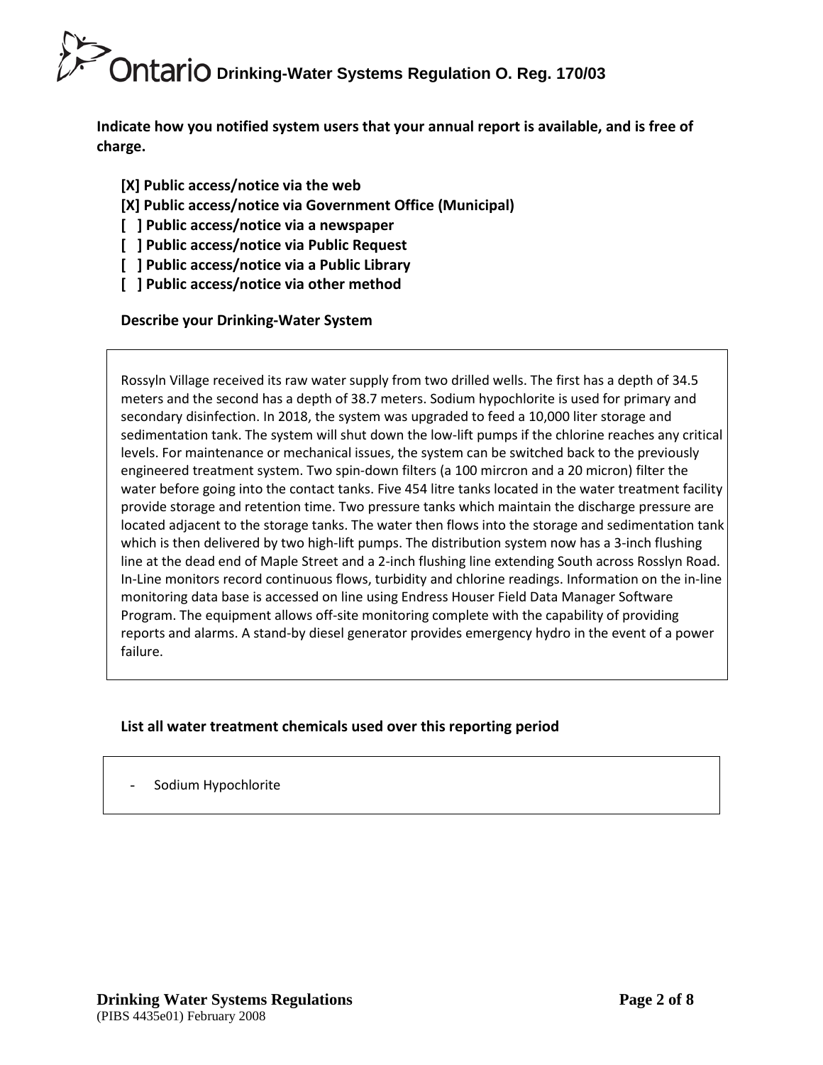**Indicate how you notified system users that your annual report is available, and is free of charge.**

**[X] Public access/notice via the web**
**[X] Public access/notice via Government Office (Municipal)**
**[ ] Public access/notice via a newspaper**
**[ ] Public access/notice via Public Request**
**[ ] Public access/notice via a Public Library**
**[ ] Public access/notice via other method**

**Describe your Drinking-Water System**

Rossyln Village received its raw water supply from two drilled wells. The first has a depth of 34.5 meters and the second has a depth of 38.7 meters. Sodium hypochlorite is used for primary and secondary disinfection. In 2018, the system was upgraded to feed a 10,000 liter storage and sedimentation tank. The system will shut down the low-lift pumps if the chlorine reaches any critical levels. For maintenance or mechanical issues, the system can be switched back to the previously engineered treatment system. Two spin-down filters (a 100 mircron and a 20 micron) filter the water before going into the contact tanks. Five 454 litre tanks located in the water treatment facility provide storage and retention time. Two pressure tanks which maintain the discharge pressure are located adjacent to the storage tanks. The water then flows into the storage and sedimentation tank which is then delivered by two high-lift pumps. The distribution system now has a 3-inch flushing line at the dead end of Maple Street and a 2-inch flushing line extending South across Rosslyn Road. In-Line monitors record continuous flows, turbidity and chlorine readings. Information on the in-line monitoring data base is accessed on line using Endress Houser Field Data Manager Software Program. The equipment allows off-site monitoring complete with the capability of providing reports and alarms. A stand-by diesel generator provides emergency hydro in the event of a power failure.

**List all water treatment chemicals used over this reporting period**

- Sodium Hypochlorite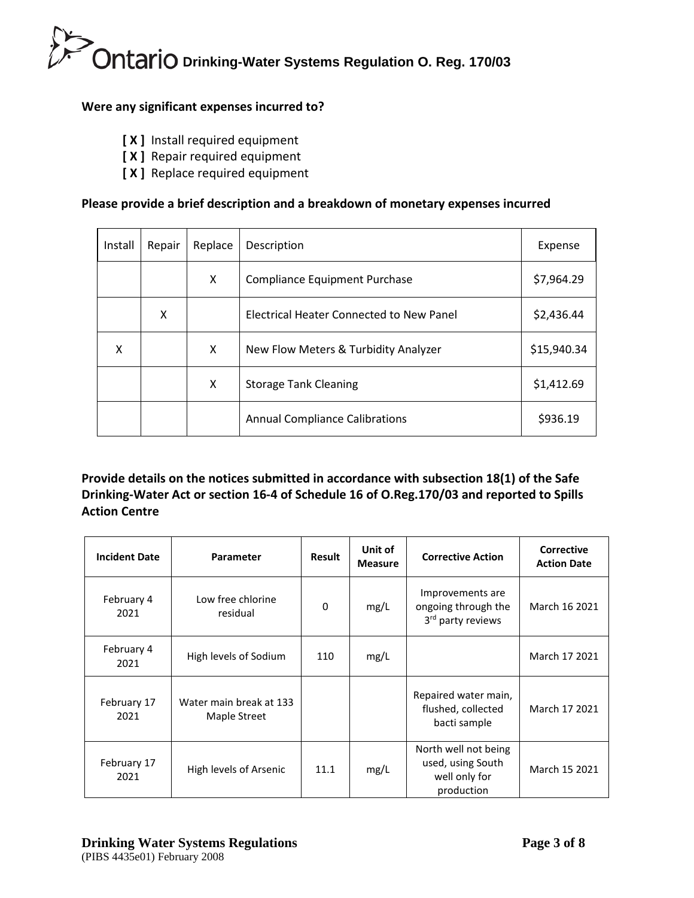**Were any significant expenses incurred to?**

- **[ X ]** Install required equipment
- **[ X ]** Repair required equipment
- **[ X ]** Replace required equipment

**Please provide a brief description and a breakdown of monetary expenses incurred**

| Install | Repair | Replace | Description | Expense |
|---|---|---|---|---|
| | | X | Compliance Equipment Purchase | $7,964.29 |
| | X | | Electrical Heater Connected to New Panel | $2,436.44 |
| X | | X | New Flow Meters & Turbidity Analyzer | $15,940.34 |
| | | X | Storage Tank Cleaning | $1,412.69 |
| | | | Annual Compliance Calibrations | $936.19 |

**Provide details on the notices submitted in accordance with subsection 18(1) of the Safe Drinking-Water Act or section 16-4 of Schedule 16 of O.Reg.170/03 and reported to Spills Action Centre**

| Incident Date | Parameter | Result | Unit of Measure | Corrective Action | Corrective Action Date |
|---|---|---|---|---|---|
| February 4 2021 | Low free chlorine residual | 0 | mg/L | Improvements are ongoing through the 3rd party reviews | March 16 2021 |
| February 4 2021 | High levels of Sodium | 110 | mg/L | | March 17 2021 |
| February 17 2021 | Water main break at 133 Maple Street | | | Repaired water main, flushed, collected bacti sample | March 17 2021 |
| February 17 2021 | High levels of Arsenic | 11.1 | mg/L | North well not being used, using South well only for production | March 15 2021 |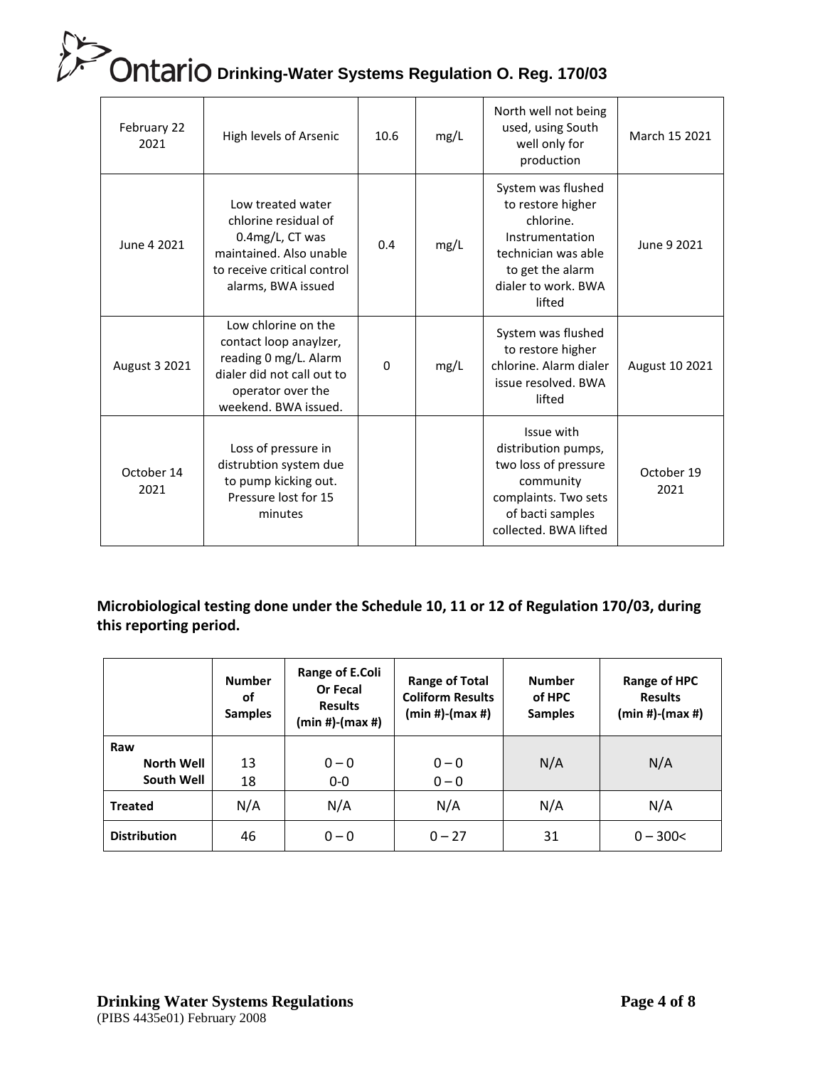| February 22 2021 | High levels of Arsenic | 10.6 | mg/L | North well not being used, using South well only for production | March 15 2021 |
|---|---|---|---|---|---|
| June 4 2021 | Low treated water chlorine residual of 0.4mg/L, CT was maintained. Also unable to receive critical control alarms, BWA issued | 0.4 | mg/L | System was flushed to restore higher chlorine. Instrumentation technician was able to get the alarm dialer to work. BWA lifted | June 9 2021 |
| August 3 2021 | Low chlorine on the contact loop anaylzer, reading 0 mg/L. Alarm dialer did not call out to operator over the weekend. BWA issued. | 0 | mg/L | System was flushed to restore higher chlorine. Alarm dialer issue resolved. BWA lifted | August 10 2021 |
| October 14 2021 | Loss of pressure in distrubtion system due to pump kicking out. Pressure lost for 15 minutes | | | Issue with distribution pumps, two loss of pressure community complaints. Two sets of bacti samples collected. BWA lifted | October 19 2021 |

**Microbiological testing done under the Schedule 10, 11 or 12 of Regulation 170/03, during this reporting period.**

| | Number of Samples | Range of E.Coli Or Fecal Results (min #)-(max #) | Range of Total Coliform Results (min #)-(max #) | Number of HPC Samples | Range of HPC Results (min #)-(max #) |
|---|---|---|---|---|---|
| **Raw** | | | | | |
| **North Well** | 13 | 0 – 0 | 0 – 0 | N/A | N/A |
| **South Well** | 18 | 0-0 | 0 – 0 | | |
| **Treated** | N/A | N/A | N/A | N/A | N/A |
| **Distribution** | 46 | 0 – 0 | 0 – 27 | 31 | 0 – 300< |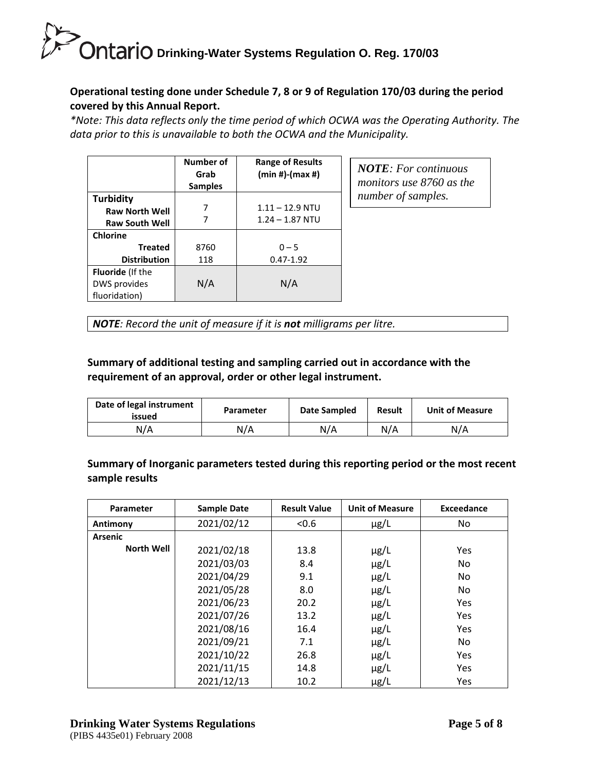**Operational testing done under Schedule 7, 8 or 9 of Regulation 170/03 during the period covered by this Annual Report.**

*\*Note: This data reflects only the time period of which OCWA was the Operating Authority. The data prior to this is unavailable to both the OCWA and the Municipality.*

| | Number of Grab Samples | Range of Results (min #)-(max #) |
|---|---|---|
| **Turbidity** | | |
| **Raw North Well** | 7 | 1.11 – 12.9 NTU |
| **Raw South Well** | 7 | 1.24 – 1.87 NTU |
| **Chlorine** | | |
| **Treated** | 8760 | 0 – 5 |
| **Distribution** | 118 | 0.47-1.92 |
| **Fluoride** (If the DWS provides fluoridation) | N/A | N/A |

***NOTE**: For continuous monitors use 8760 as the number of samples.*

***NOTE**: Record the unit of measure if it is **not** milligrams per litre.*

**Summary of additional testing and sampling carried out in accordance with the requirement of an approval, order or other legal instrument.**

| Date of legal instrument issued | Parameter | Date Sampled | Result | Unit of Measure |
|---|---|---|---|---|
| N/A | N/A | N/A | N/A | N/A |

**Summary of Inorganic parameters tested during this reporting period or the most recent sample results**

| Parameter | Sample Date | Result Value | Unit of Measure | Exceedance |
|---|---|---|---|---|
| **Antimony** | 2021/02/12 | <0.6 | µg/L | No |
| **Arsenic** | | | | |
| **North Well** | 2021/02/18 | 13.8 | µg/L | Yes |
| | 2021/03/03 | 8.4 | µg/L | No |
| | 2021/04/29 | 9.1 | µg/L | No |
| | 2021/05/28 | 8.0 | µg/L | No |
| | 2021/06/23 | 20.2 | µg/L | Yes |
| | 2021/07/26 | 13.2 | µg/L | Yes |
| | 2021/08/16 | 16.4 | µg/L | Yes |
| | 2021/09/21 | 7.1 | µg/L | No |
| | 2021/10/22 | 26.8 | µg/L | Yes |
| | 2021/11/15 | 14.8 | µg/L | Yes |
| | 2021/12/13 | 10.2 | µg/L | Yes |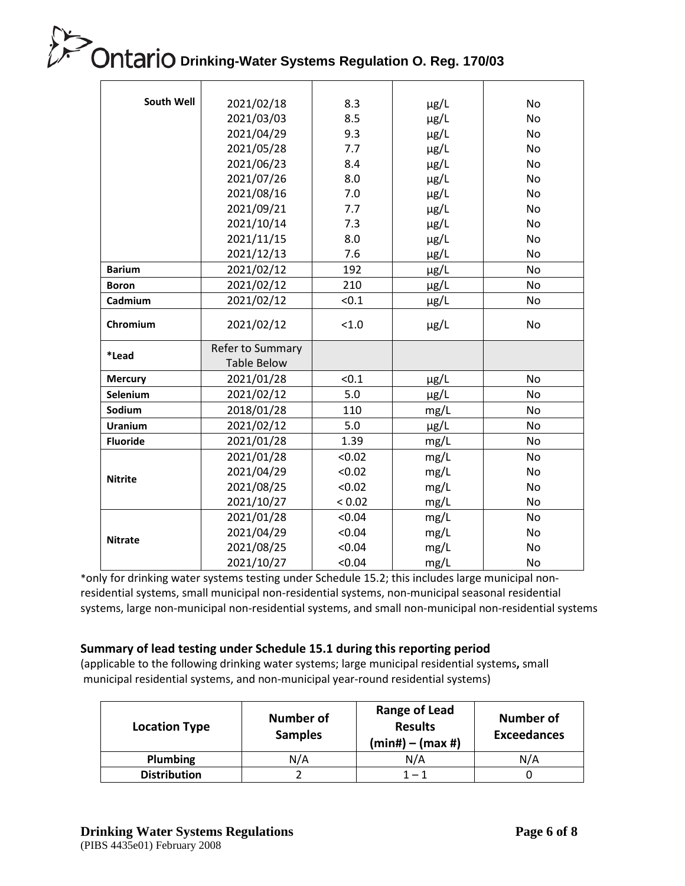| | | | | |
|---|---|---|---|---|
| **South Well** | 2021/02/18 | 8.3 | μg/L | No |
| | 2021/03/03 | 8.5 | μg/L | No |
| | 2021/04/29 | 9.3 | μg/L | No |
| | 2021/05/28 | 7.7 | μg/L | No |
| | 2021/06/23 | 8.4 | μg/L | No |
| | 2021/07/26 | 8.0 | μg/L | No |
| | 2021/08/16 | 7.0 | μg/L | No |
| | 2021/09/21 | 7.7 | μg/L | No |
| | 2021/10/14 | 7.3 | μg/L | No |
| | 2021/11/15 | 8.0 | μg/L | No |
| | 2021/12/13 | 7.6 | μg/L | No |
| **Barium** | 2021/02/12 | 192 | μg/L | No |
| **Boron** | 2021/02/12 | 210 | μg/L | No |
| **Cadmium** | 2021/02/12 | <0.1 | μg/L | No |
| **Chromium** | 2021/02/12 | <1.0 | μg/L | No |
| ***Lead** | Refer to Summary Table Below | | | |
| **Mercury** | 2021/01/28 | <0.1 | μg/L | No |
| **Selenium** | 2021/02/12 | 5.0 | μg/L | No |
| **Sodium** | 2018/01/28 | 110 | mg/L | No |
| **Uranium** | 2021/02/12 | 5.0 | μg/L | No |
| **Fluoride** | 2021/01/28 | 1.39 | mg/L | No |
| **Nitrite** | 2021/01/28 | <0.02 | mg/L | No |
| | 2021/04/29 | <0.02 | mg/L | No |
| | 2021/08/25 | <0.02 | mg/L | No |
| | 2021/10/27 | < 0.02 | mg/L | No |
| **Nitrate** | 2021/01/28 | <0.04 | mg/L | No |
| | 2021/04/29 | <0.04 | mg/L | No |
| | 2021/08/25 | <0.04 | mg/L | No |
| | 2021/10/27 | <0.04 | mg/L | No |

*only for drinking water systems testing under Schedule 15.2; this includes large municipal non-residential systems, small municipal non-residential systems, non-municipal seasonal residential systems, large non-municipal non-residential systems, and small non-municipal non-residential systems

### Summary of lead testing under Schedule 15.1 during this reporting period

(applicable to the following drinking water systems; large municipal residential systems, small municipal residential systems, and non-municipal year-round residential systems)

| Location Type | Number of Samples | Range of Lead Results (min#) – (max #) | Number of Exceedances |
|---|---|---|---|
| **Plumbing** | N/A | N/A | N/A |
| **Distribution** | 2 | 1 – 1 | 0 |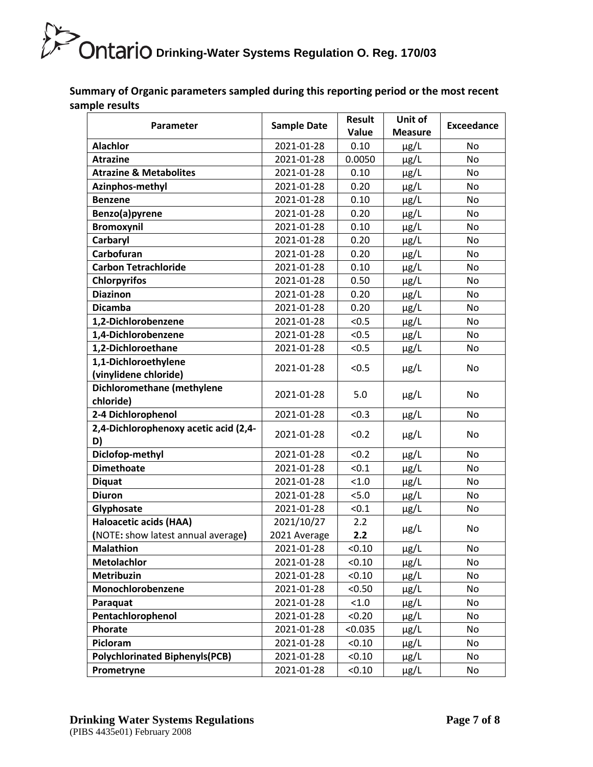**Summary of Organic parameters sampled during this reporting period or the most recent sample results**

| Parameter | Sample Date | Result Value | Unit of Measure | Exceedance |
|---|---|---|---|---|
| **Alachlor** | 2021-01-28 | 0.10 | μg/L | No |
| **Atrazine** | 2021-01-28 | 0.0050 | μg/L | No |
| **Atrazine & Metabolites** | 2021-01-28 | 0.10 | μg/L | No |
| **Azinphos-methyl** | 2021-01-28 | 0.20 | μg/L | No |
| **Benzene** | 2021-01-28 | 0.10 | μg/L | No |
| **Benzo(a)pyrene** | 2021-01-28 | 0.20 | μg/L | No |
| **Bromoxynil** | 2021-01-28 | 0.10 | μg/L | No |
| **Carbaryl** | 2021-01-28 | 0.20 | μg/L | No |
| **Carbofuran** | 2021-01-28 | 0.20 | μg/L | No |
| **Carbon Tetrachloride** | 2021-01-28 | 0.10 | μg/L | No |
| **Chlorpyrifos** | 2021-01-28 | 0.50 | μg/L | No |
| **Diazinon** | 2021-01-28 | 0.20 | μg/L | No |
| **Dicamba** | 2021-01-28 | 0.20 | μg/L | No |
| **1,2-Dichlorobenzene** | 2021-01-28 | <0.5 | μg/L | No |
| **1,4-Dichlorobenzene** | 2021-01-28 | <0.5 | μg/L | No |
| **1,2-Dichloroethane** | 2021-01-28 | <0.5 | μg/L | No |
| **1,1-Dichloroethylene (vinylidene chloride)** | 2021-01-28 | <0.5 | μg/L | No |
| **Dichloromethane (methylene chloride)** | 2021-01-28 | 5.0 | μg/L | No |
| **2-4 Dichlorophenol** | 2021-01-28 | <0.3 | μg/L | No |
| **2,4-Dichlorophenoxy acetic acid (2,4-D)** | 2021-01-28 | <0.2 | μg/L | No |
| **Diclofop-methyl** | 2021-01-28 | <0.2 | μg/L | No |
| **Dimethoate** | 2021-01-28 | <0.1 | μg/L | No |
| **Diquat** | 2021-01-28 | <1.0 | μg/L | No |
| **Diuron** | 2021-01-28 | <5.0 | μg/L | No |
| **Glyphosate** | 2021-01-28 | <0.1 | μg/L | No |
| **Haloacetic acids (HAA)** (NOTE: show latest annual average) | 2021/10/27<br>2021 Average | 2.2<br>**2.2** | μg/L | No |
| **Malathion** | 2021-01-28 | <0.10 | μg/L | No |
| **Metolachlor** | 2021-01-28 | <0.10 | μg/L | No |
| **Metribuzin** | 2021-01-28 | <0.10 | μg/L | No |
| **Monochlorobenzene** | 2021-01-28 | <0.50 | μg/L | No |
| **Paraquat** | 2021-01-28 | <1.0 | μg/L | No |
| **Pentachlorophenol** | 2021-01-28 | <0.20 | μg/L | No |
| **Phorate** | 2021-01-28 | <0.035 | μg/L | No |
| **Picloram** | 2021-01-28 | <0.10 | μg/L | No |
| **Polychlorinated Biphenyls(PCB)** | 2021-01-28 | <0.10 | μg/L | No |
| **Prometryne** | 2021-01-28 | <0.10 | μg/L | No |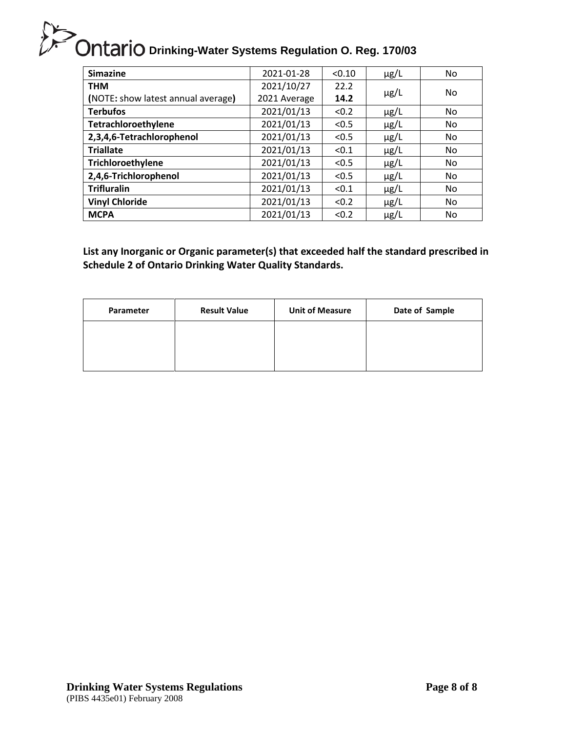| | | | | |
|---|---|---|---|---|
| **Simazine** | 2021-01-28 | <0.10 | μg/L | No |
| **THM** (NOTE: show latest annual average) | 2021/10/27 2021 Average | 22.2 **14.2** | μg/L | No |
| **Terbufos** | 2021/01/13 | <0.2 | μg/L | No |
| **Tetrachloroethylene** | 2021/01/13 | <0.5 | μg/L | No |
| **2,3,4,6-Tetrachlorophenol** | 2021/01/13 | <0.5 | μg/L | No |
| **Triallate** | 2021/01/13 | <0.1 | μg/L | No |
| **Trichloroethylene** | 2021/01/13 | <0.5 | μg/L | No |
| **2,4,6-Trichlorophenol** | 2021/01/13 | <0.5 | μg/L | No |
| **Trifluralin** | 2021/01/13 | <0.1 | μg/L | No |
| **Vinyl Chloride** | 2021/01/13 | <0.2 | μg/L | No |
| **MCPA** | 2021/01/13 | <0.2 | μg/L | No |

**List any Inorganic or Organic parameter(s) that exceeded half the standard prescribed in Schedule 2 of Ontario Drinking Water Quality Standards.**

| Parameter | Result Value | Unit of Measure | Date of Sample |
|---|---|---|---|
| | | | |